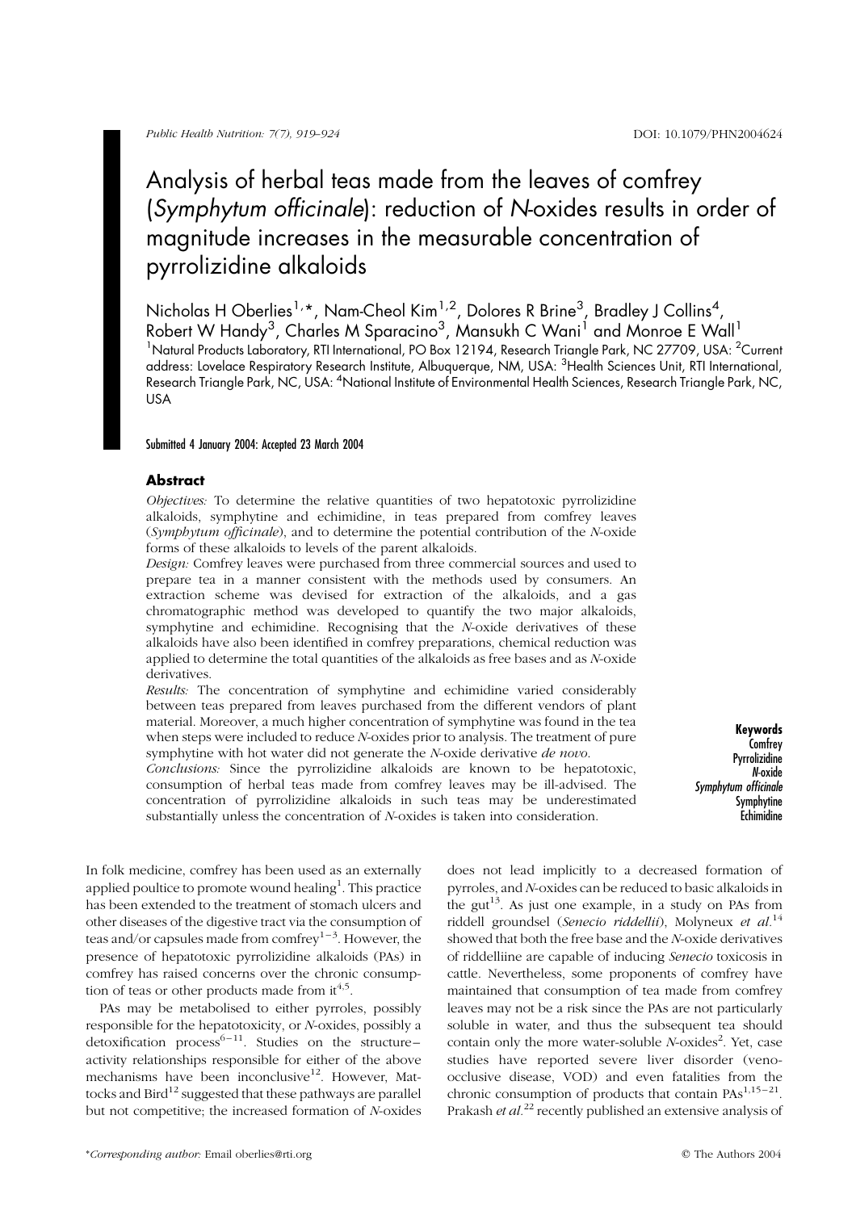# Analysis of herbal teas made from the leaves of comfrey (*Symphytum officinale*): reduction of *N*-oxides results in order of magnitude increases in the measurable concentration of pyrrolizidine alkaloids

Nicholas H Oberlies[1,*], Nam-Cheol Kim[1,2], Dolores R Brine[3], Bradley J Collins[4], Robert W Handy[3], Charles M Sparacino[3], Mansukh C Wani[1] and Monroe E Wall[1]

[1]Natural Products Laboratory, RTI International, PO Box 12194, Research Triangle Park, NC 27709, USA: [2]Current address: Lovelace Respiratory Research Institute, Albuquerque, NM, USA: [3]Health Sciences Unit, RTI International, Research Triangle Park, NC, USA: [4]National Institute of Environmental Health Sciences, Research Triangle Park, NC, USA

Submitted 4 January 2004: Accepted 23 March 2004

## Abstract

*Objectives:* To determine the relative quantities of two hepatotoxic pyrrolizidine alkaloids, symphytine and echimidine, in teas prepared from comfrey leaves (*Symphytum officinale*), and to determine the potential contribution of the *N*-oxide forms of these alkaloids to levels of the parent alkaloids.

*Design:* Comfrey leaves were purchased from three commercial sources and used to prepare tea in a manner consistent with the methods used by consumers. An extraction scheme was devised for extraction of the alkaloids, and a gas chromatographic method was developed to quantify the two major alkaloids, symphytine and echimidine. Recognising that the *N*-oxide derivatives of these alkaloids have also been identified in comfrey preparations, chemical reduction was applied to determine the total quantities of the alkaloids as free bases and as *N*-oxide derivatives.

*Results:* The concentration of symphytine and echimidine varied considerably between teas prepared from leaves purchased from the different vendors of plant material. Moreover, a much higher concentration of symphytine was found in the tea when steps were included to reduce *N*-oxides prior to analysis. The treatment of pure symphytine with hot water did not generate the *N*-oxide derivative *de novo*.

*Conclusions:* Since the pyrrolizidine alkaloids are known to be hepatotoxic, consumption of herbal teas made from comfrey leaves may be ill-advised. The concentration of pyrrolizidine alkaloids in such teas may be underestimated substantially unless the concentration of *N*-oxides is taken into consideration.

**Keywords**
Comfrey
Pyrrolizidine
*N*-oxide
*Symphytum officinale*
Symphytine
Echimidine

In folk medicine, comfrey has been used as an externally applied poultice to promote wound healing[1]. This practice has been extended to the treatment of stomach ulcers and other diseases of the digestive tract via the consumption of teas and/or capsules made from comfrey[1–3]. However, the presence of hepatotoxic pyrrolizidine alkaloids (PAs) in comfrey has raised concerns over the chronic consumption of teas or other products made from it[4,5].

PAs may be metabolised to either pyrroles, possibly responsible for the hepatotoxicity, or *N*-oxides, possibly a detoxification process[6–11]. Studies on the structure–activity relationships responsible for either of the above mechanisms have been inconclusive[12]. However, Mattocks and Bird[12] suggested that these pathways are parallel but not competitive; the increased formation of *N*-oxides does not lead implicitly to a decreased formation of pyrroles, and *N*-oxides can be reduced to basic alkaloids in the gut[13]. As just one example, in a study on PAs from riddell groundsel (*Senecio riddellii*), Molyneux *et al.*[14] showed that both the free base and the *N*-oxide derivatives of riddelliine are capable of inducing *Senecio* toxicosis in cattle. Nevertheless, some proponents of comfrey have maintained that consumption of tea made from comfrey leaves may not be a risk since the PAs are not particularly soluble in water, and thus the subsequent tea should contain only the more water-soluble *N*-oxides[2]. Yet, case studies have reported severe liver disorder (veno-occlusive disease, VOD) and even fatalities from the chronic consumption of products that contain PAs[1,15–21]. Prakash *et al.*[22] recently published an extensive analysis of

*Corresponding author: Email oberlies@rti.org

© The Authors 2004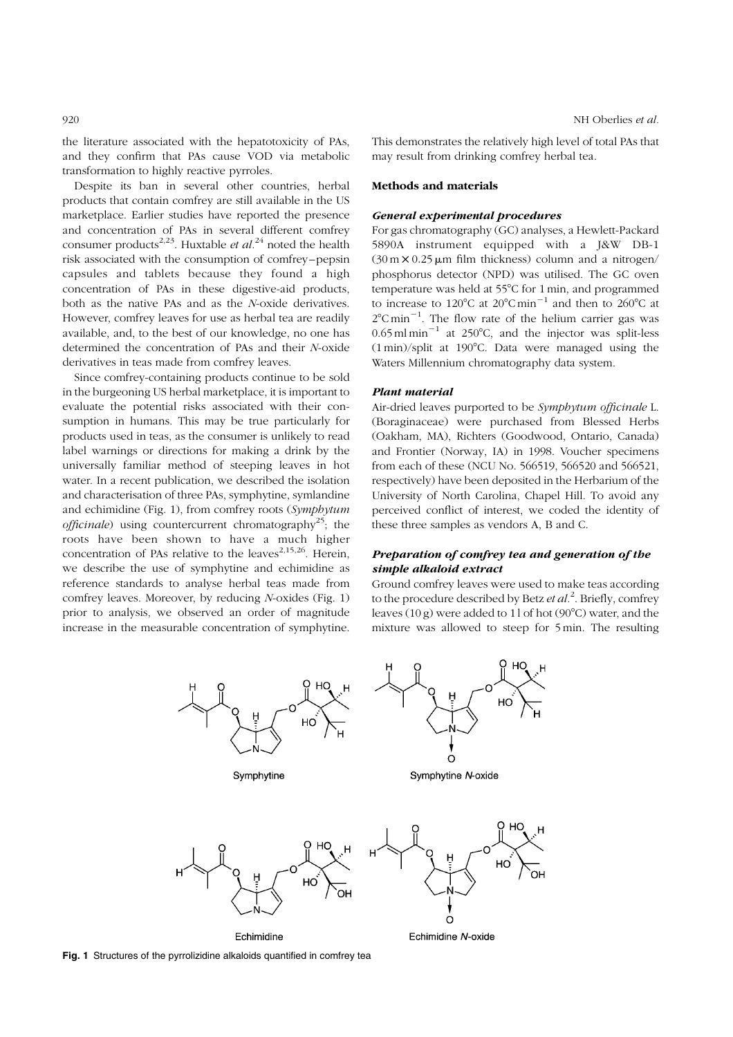the literature associated with the hepatotoxicity of PAs, and they confirm that PAs cause VOD via metabolic transformation to highly reactive pyrroles.

Despite its ban in several other countries, herbal products that contain comfrey are still available in the US marketplace. Earlier studies have reported the presence and concentration of PAs in several different comfrey consumer products[2,23]. Huxtable *et al.*[24] noted the health risk associated with the consumption of comfrey–pepsin capsules and tablets because they found a high concentration of PAs in these digestive-aid products, both as the native PAs and as the *N*-oxide derivatives. However, comfrey leaves for use as herbal tea are readily available, and, to the best of our knowledge, no one has determined the concentration of PAs and their *N*-oxide derivatives in teas made from comfrey leaves.

Since comfrey-containing products continue to be sold in the burgeoning US herbal marketplace, it is important to evaluate the potential risks associated with their consumption in humans. This may be true particularly for products used in teas, as the consumer is unlikely to read label warnings or directions for making a drink by the universally familiar method of steeping leaves in hot water. In a recent publication, we described the isolation and characterisation of three PAs, symphytine, symlandine and echimidine (Fig. 1), from comfrey roots (*Symphytum officinale*) using countercurrent chromatography[25]; the roots have been shown to have a much higher concentration of PAs relative to the leaves[2,15,26]. Herein, we describe the use of symphytine and echimidine as reference standards to analyse herbal teas made from comfrey leaves. Moreover, by reducing *N*-oxides (Fig. 1) prior to analysis, we observed an order of magnitude increase in the measurable concentration of symphytine. This demonstrates the relatively high level of total PAs that may result from drinking comfrey herbal tea.

## Methods and materials

### *General experimental procedures*

For gas chromatography (GC) analyses, a Hewlett-Packard 5890A instrument equipped with a J&W DB-1 (30 m × 0.25 μm film thickness) column and a nitrogen/phosphorus detector (NPD) was utilised. The GC oven temperature was held at 55°C for 1 min, and programmed to increase to 120°C at 20°C $min^{-1}$ and then to 260°C at 2°C $min^{-1}$. The flow rate of the helium carrier gas was 0.65 ml $min^{-1}$ at 250°C, and the injector was split-less (1 min)/split at 190°C. Data were managed using the Waters Millennium chromatography data system.

### *Plant material*

Air-dried leaves purported to be *Symphytum officinale* L. (Boraginaceae) were purchased from Blessed Herbs (Oakham, MA), Richters (Goodwood, Ontario, Canada) and Frontier (Norway, IA) in 1998. Voucher specimens from each of these (NCU No. 566519, 566520 and 566521, respectively) have been deposited in the Herbarium of the University of North Carolina, Chapel Hill. To avoid any perceived conflict of interest, we coded the identity of these three samples as vendors A, B and C.

### *Preparation of comfrey tea and generation of the simple alkaloid extract*

Ground comfrey leaves were used to make teas according to the procedure described by Betz *et al.*[2]. Briefly, comfrey leaves (10 g) were added to 1 l of hot (90°C) water, and the mixture was allowed to steep for 5 min. The resulting

Symphytine

Symphytine *N*-oxide

Echimidine

Echimidine *N*-oxide

**Fig. 1** Structures of the pyrrolizidine alkaloids quantified in comfrey tea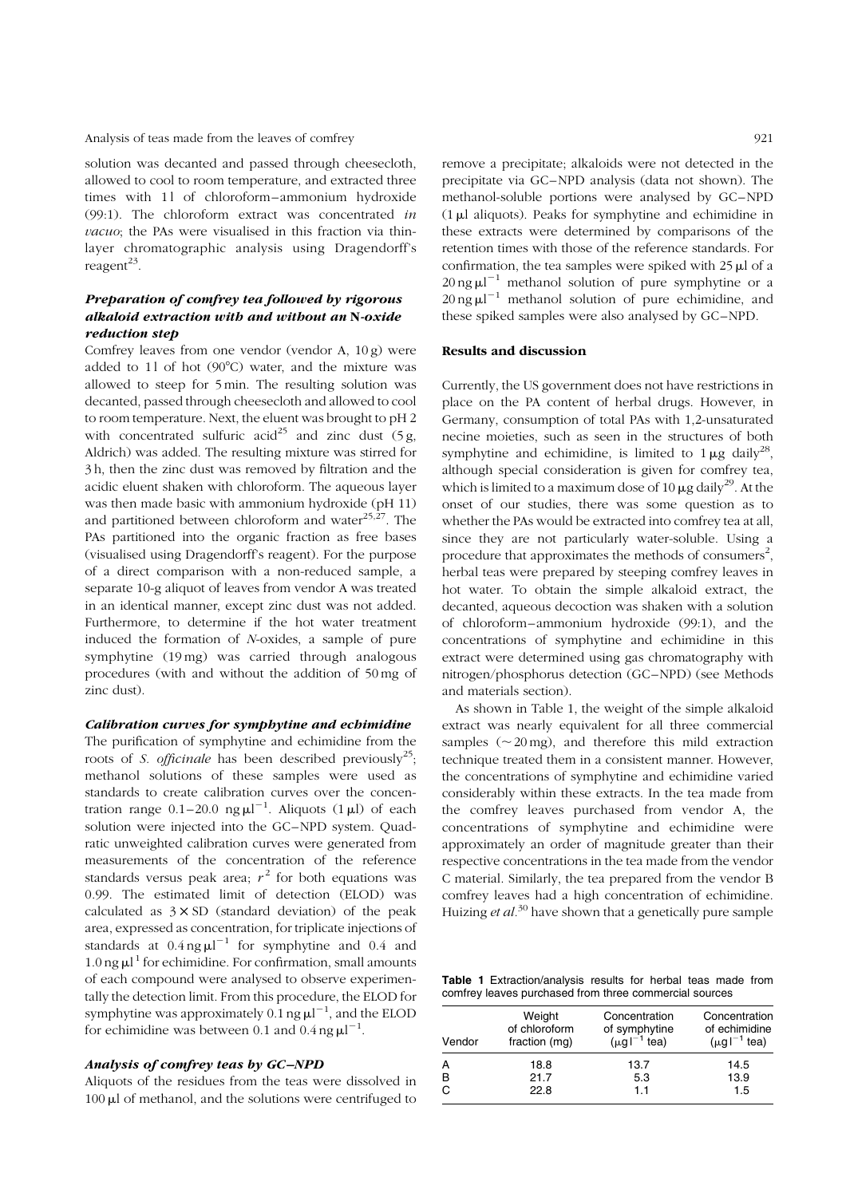solution was decanted and passed through cheesecloth, allowed to cool to room temperature, and extracted three times with 1 l of chloroform–ammonium hydroxide (99:1). The chloroform extract was concentrated *in vacuo*; the PAs were visualised in this fraction via thin-layer chromatographic analysis using Dragendorff's reagent[23].

### *Preparation of comfrey tea followed by rigorous alkaloid extraction with and without an* N*-oxide reduction step*

Comfrey leaves from one vendor (vendor A, 10 g) were added to 1 l of hot (90°C) water, and the mixture was allowed to steep for 5 min. The resulting solution was decanted, passed through cheesecloth and allowed to cool to room temperature. Next, the eluent was brought to pH 2 with concentrated sulfuric acid[25] and zinc dust (5 g, Aldrich) was added. The resulting mixture was stirred for 3 h, then the zinc dust was removed by filtration and the acidic eluent shaken with chloroform. The aqueous layer was then made basic with ammonium hydroxide (pH 11) and partitioned between chloroform and water[25,27]. The PAs partitioned into the organic fraction as free bases (visualised using Dragendorff's reagent). For the purpose of a direct comparison with a non-reduced sample, a separate 10-g aliquot of leaves from vendor A was treated in an identical manner, except zinc dust was not added. Furthermore, to determine if the hot water treatment induced the formation of *N*-oxides, a sample of pure symphytine (19 mg) was carried through analogous procedures (with and without the addition of 50 mg of zinc dust).

### *Calibration curves for symphytine and echimidine*

The purification of symphytine and echimidine from the roots of *S. officinale* has been described previously[25]; methanol solutions of these samples were used as standards to create calibration curves over the concentration range 0.1–20.0 ng μl$^{-1}$. Aliquots (1 μl) of each solution were injected into the GC–NPD system. Quadratic unweighted calibration curves were generated from measurements of the concentration of the reference standards versus peak area; $r^2$ for both equations was 0.99. The estimated limit of detection (ELOD) was calculated as 3 × SD (standard deviation) of the peak area, expressed as concentration, for triplicate injections of standards at 0.4 ng μl$^{-1}$ for symphytine and 0.4 and 1.0 ng μl$^{1}$ for echimidine. For confirmation, small amounts of each compound were analysed to observe experimentally the detection limit. From this procedure, the ELOD for symphytine was approximately 0.1 ng μl$^{-1}$, and the ELOD for echimidine was between 0.1 and 0.4 ng μl$^{-1}$.

### *Analysis of comfrey teas by GC–NPD*

Aliquots of the residues from the teas were dissolved in 100 μl of methanol, and the solutions were centrifuged to remove a precipitate; alkaloids were not detected in the precipitate via GC–NPD analysis (data not shown). The methanol-soluble portions were analysed by GC–NPD (1 μl aliquots). Peaks for symphytine and echimidine in these extracts were determined by comparisons of the retention times with those of the reference standards. For confirmation, the tea samples were spiked with 25 μl of a 20 ng μl$^{-1}$ methanol solution of pure symphytine or a 20 ng μl$^{-1}$ methanol solution of pure echimidine, and these spiked samples were also analysed by GC–NPD.

## Results and discussion

Currently, the US government does not have restrictions in place on the PA content of herbal drugs. However, in Germany, consumption of total PAs with 1,2-unsaturated necine moieties, such as seen in the structures of both symphytine and echimidine, is limited to 1 μg daily[28], although special consideration is given for comfrey tea, which is limited to a maximum dose of 10 μg daily[29]. At the onset of our studies, there was some question as to whether the PAs would be extracted into comfrey tea at all, since they are not particularly water-soluble. Using a procedure that approximates the methods of consumers[2], herbal teas were prepared by steeping comfrey leaves in hot water. To obtain the simple alkaloid extract, the decanted, aqueous decoction was shaken with a solution of chloroform–ammonium hydroxide (99:1), and the concentrations of symphytine and echimidine in this extract were determined using gas chromatography with nitrogen/phosphorus detection (GC–NPD) (see Methods and materials section).

As shown in Table 1, the weight of the simple alkaloid extract was nearly equivalent for all three commercial samples (~20 mg), and therefore this mild extraction technique treated them in a consistent manner. However, the concentrations of symphytine and echimidine varied considerably within these extracts. In the tea made from the comfrey leaves purchased from vendor A, the concentrations of symphytine and echimidine were approximately an order of magnitude greater than their respective concentrations in the tea made from the vendor C material. Similarly, the tea prepared from the vendor B comfrey leaves had a high concentration of echimidine. Huizing *et al.*[30] have shown that a genetically pure sample

**Table 1** Extraction/analysis results for herbal teas made from comfrey leaves purchased from three commercial sources

| Vendor | Weight of chloroform fraction (mg) | Concentration of symphytine (μg l$^{-1}$ tea) | Concentration of echimidine (μg l$^{-1}$ tea) |
|---|---|---|---|
| A | 18.8 | 13.7 | 14.5 |
| B | 21.7 | 5.3 | 13.9 |
| C | 22.8 | 1.1 | 1.5 |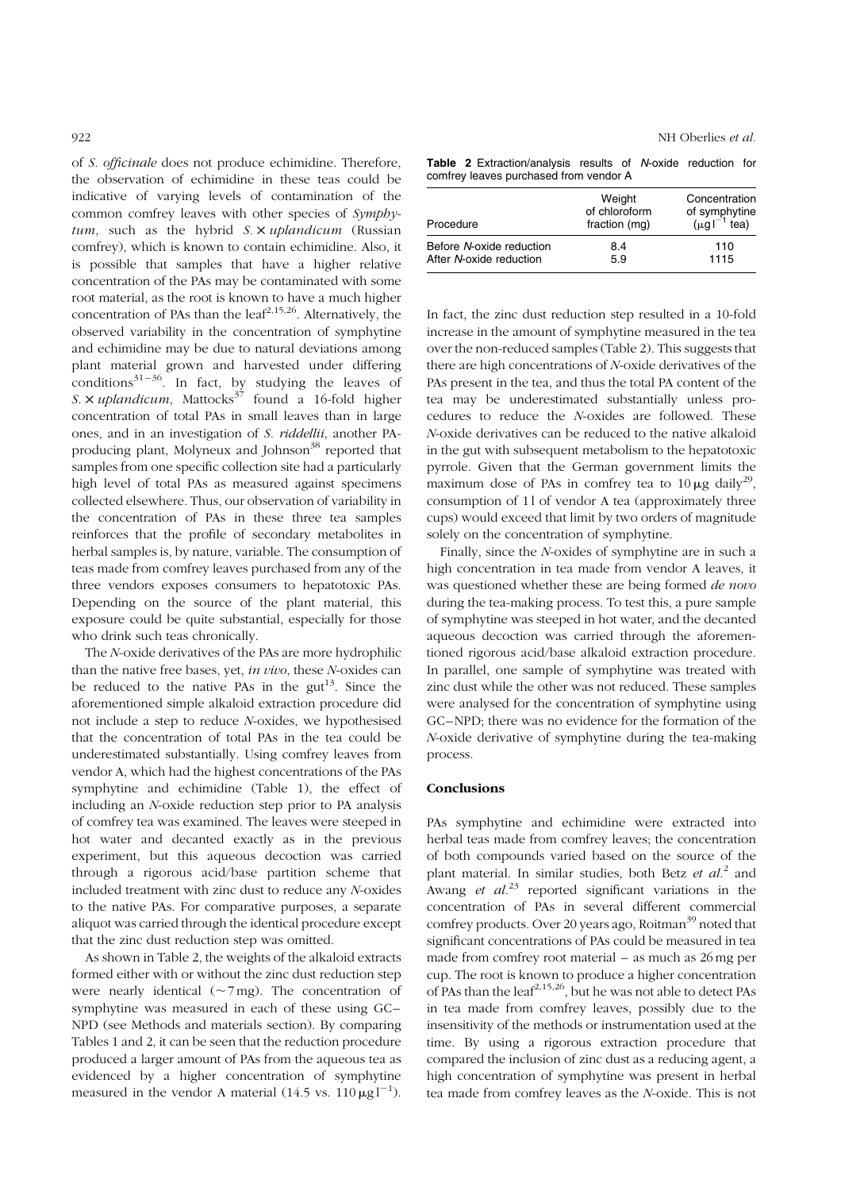of *S. officinale* does not produce echimidine. Therefore, the observation of echimidine in these teas could be indicative of varying levels of contamination of the common comfrey leaves with other species of *Symphytum*, such as the hybrid *S.* × *uplandicum* (Russian comfrey), which is known to contain echimidine. Also, it is possible that samples that have a higher relative concentration of the PAs may be contaminated with some root material, as the root is known to have a much higher concentration of PAs than the leaf[2,15,26]. Alternatively, the observed variability in the concentration of symphytine and echimidine may be due to natural deviations among plant material grown and harvested under differing conditions[31–36]. In fact, by studying the leaves of *S.* × *uplandicum*, Mattocks[37] found a 16-fold higher concentration of total PAs in small leaves than in large ones, and in an investigation of *S. riddellii*, another PA-producing plant, Molyneux and Johnson[38] reported that samples from one specific collection site had a particularly high level of total PAs as measured against specimens collected elsewhere. Thus, our observation of variability in the concentration of PAs in these three tea samples reinforces that the profile of secondary metabolites in herbal samples is, by nature, variable. The consumption of teas made from comfrey leaves purchased from any of the three vendors exposes consumers to hepatotoxic PAs. Depending on the source of the plant material, this exposure could be quite substantial, especially for those who drink such teas chronically.

The *N*-oxide derivatives of the PAs are more hydrophilic than the native free bases, yet, *in vivo*, these *N*-oxides can be reduced to the native PAs in the gut[13]. Since the aforementioned simple alkaloid extraction procedure did not include a step to reduce *N*-oxides, we hypothesised that the concentration of total PAs in the tea could be underestimated substantially. Using comfrey leaves from vendor A, which had the highest concentrations of the PAs symphytine and echimidine (Table 1), the effect of including an *N*-oxide reduction step prior to PA analysis of comfrey tea was examined. The leaves were steeped in hot water and decanted exactly as in the previous experiment, but this aqueous decoction was carried through a rigorous acid/base partition scheme that included treatment with zinc dust to reduce any *N*-oxides to the native PAs. For comparative purposes, a separate aliquot was carried through the identical procedure except that the zinc dust reduction step was omitted.

As shown in Table 2, the weights of the alkaloid extracts formed either with or without the zinc dust reduction step were nearly identical (~7 mg). The concentration of symphytine was measured in each of these using GC–NPD (see Methods and materials section). By comparing Tables 1 and 2, it can be seen that the reduction procedure produced a larger amount of PAs from the aqueous tea as evidenced by a higher concentration of symphytine measured in the vendor A material (14.5 vs. 110 μg l$^{-1}$).

**Table 2** Extraction/analysis results of *N*-oxide reduction for comfrey leaves purchased from vendor A

| Procedure | Weight of chloroform fraction (mg) | Concentration of symphytine (μg l$^{-1}$ tea) |
|---|---|---|
| Before *N*-oxide reduction | 8.4 | 110 |
| After *N*-oxide reduction | 5.9 | 1115 |

In fact, the zinc dust reduction step resulted in a 10-fold increase in the amount of symphytine measured in the tea over the non-reduced samples (Table 2). This suggests that there are high concentrations of *N*-oxide derivatives of the PAs present in the tea, and thus the total PA content of the tea may be underestimated substantially unless procedures to reduce the *N*-oxides are followed. These *N*-oxide derivatives can be reduced to the native alkaloid in the gut with subsequent metabolism to the hepatotoxic pyrrole. Given that the German government limits the maximum dose of PAs in comfrey tea to 10 μg daily[29], consumption of 1 l of vendor A tea (approximately three cups) would exceed that limit by two orders of magnitude solely on the concentration of symphytine.

Finally, since the *N*-oxides of symphytine are in such a high concentration in tea made from vendor A leaves, it was questioned whether these are being formed *de novo* during the tea-making process. To test this, a pure sample of symphytine was steeped in hot water, and the decanted aqueous decoction was carried through the aforementioned rigorous acid/base alkaloid extraction procedure. In parallel, one sample of symphytine was treated with zinc dust while the other was not reduced. These samples were analysed for the concentration of symphytine using GC–NPD; there was no evidence for the formation of the *N*-oxide derivative of symphytine during the tea-making process.

## Conclusions

PAs symphytine and echimidine were extracted into herbal teas made from comfrey leaves; the concentration of both compounds varied based on the source of the plant material. In similar studies, both Betz *et al.*[2] and Awang *et al.*[23] reported significant variations in the concentration of PAs in several different commercial comfrey products. Over 20 years ago, Roitman[39] noted that significant concentrations of PAs could be measured in tea made from comfrey root material – as much as 26 mg per cup. The root is known to produce a higher concentration of PAs than the leaf[2,15,26], but he was not able to detect PAs in tea made from comfrey leaves, possibly due to the insensitivity of the methods or instrumentation used at the time. By using a rigorous extraction procedure that compared the inclusion of zinc dust as a reducing agent, a high concentration of symphytine was present in herbal tea made from comfrey leaves as the *N*-oxide. This is not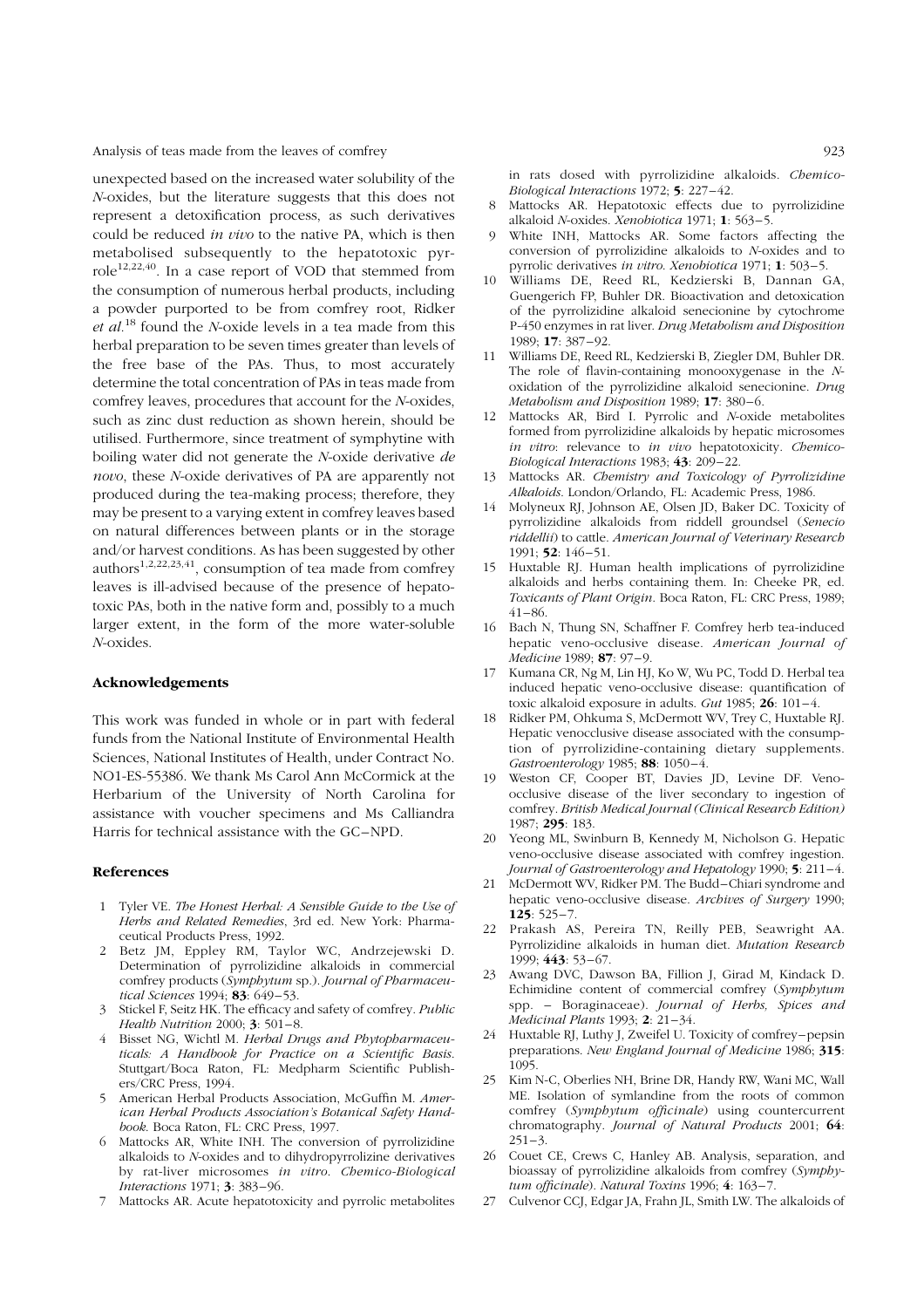unexpected based on the increased water solubility of the *N*-oxides, but the literature suggests that this does not represent a detoxification process, as such derivatives could be reduced *in vivo* to the native PA, which is then metabolised subsequently to the hepatotoxic pyrrole[12,22,40]. In a case report of VOD that stemmed from the consumption of numerous herbal products, including a powder purported to be from comfrey root, Ridker *et al*.[18] found the *N*-oxide levels in a tea made from this herbal preparation to be seven times greater than levels of the free base of the PAs. Thus, to most accurately determine the total concentration of PAs in teas made from comfrey leaves, procedures that account for the *N*-oxides, such as zinc dust reduction as shown herein, should be utilised. Furthermore, since treatment of symphytine with boiling water did not generate the *N*-oxide derivative *de novo*, these *N*-oxide derivatives of PA are apparently not produced during the tea-making process; therefore, they may be present to a varying extent in comfrey leaves based on natural differences between plants or in the storage and/or harvest conditions. As has been suggested by other authors[1,2,22,23,41], consumption of tea made from comfrey leaves is ill-advised because of the presence of hepatotoxic PAs, both in the native form and, possibly to a much larger extent, in the form of the more water-soluble *N*-oxides.

## Acknowledgements

This work was funded in whole or in part with federal funds from the National Institute of Environmental Health Sciences, National Institutes of Health, under Contract No. NO1-ES-55386. We thank Ms Carol Ann McCormick at the Herbarium of the University of North Carolina for assistance with voucher specimens and Ms Calliandra Harris for technical assistance with the GC–NPD.

## References

1. Tyler VE. *The Honest Herbal: A Sensible Guide to the Use of Herbs and Related Remedies*, 3rd ed. New York: Pharmaceutical Products Press, 1992.
2. Betz JM, Eppley RM, Taylor WC, Andrzejewski D. Determination of pyrrolizidine alkaloids in commercial comfrey products (*Symphytum* sp.). *Journal of Pharmaceutical Sciences* 1994; **83**: 649–53.
3. Stickel F, Seitz HK. The efficacy and safety of comfrey. *Public Health Nutrition* 2000; **3**: 501–8.
4. Bisset NG, Wichtl M. *Herbal Drugs and Phytopharmaceuticals: A Handbook for Practice on a Scientific Basis*. Stuttgart/Boca Raton, FL: Medpharm Scientific Publishers/CRC Press, 1994.
5. American Herbal Products Association, McGuffin M. *American Herbal Products Association's Botanical Safety Handbook*. Boca Raton, FL: CRC Press, 1997.
6. Mattocks AR, White INH. The conversion of pyrrolizidine alkaloids to *N*-oxides and to dihydropyrrolizine derivatives by rat-liver microsomes *in vitro*. *Chemico-Biological Interactions* 1971; **3**: 383–96.
7. Mattocks AR. Acute hepatotoxicity and pyrrolic metabolites in rats dosed with pyrrolizidine alkaloids. *Chemico-Biological Interactions* 1972; **5**: 227–42.
8. Mattocks AR. Hepatotoxic effects due to pyrrolizidine alkaloid *N*-oxides. *Xenobiotica* 1971; **1**: 563–5.
9. White INH, Mattocks AR. Some factors affecting the conversion of pyrrolizidine alkaloids to *N*-oxides and to pyrrolic derivatives *in vitro*. *Xenobiotica* 1971; **1**: 503–5.
10. Williams DE, Reed RL, Kedzierski B, Dannan GA, Guengerich FP, Buhler DR. Bioactivation and detoxication of the pyrrolizidine alkaloid senecionine by cytochrome P-450 enzymes in rat liver. *Drug Metabolism and Disposition* 1989; **17**: 387–92.
11. Williams DE, Reed RL, Kedzierski B, Ziegler DM, Buhler DR. The role of flavin-containing monooxygenase in the *N*-oxidation of the pyrrolizidine alkaloid senecionine. *Drug Metabolism and Disposition* 1989; **17**: 380–6.
12. Mattocks AR, Bird I. Pyrrolic and *N*-oxide metabolites formed from pyrrolizidine alkaloids by hepatic microsomes *in vitro*: relevance to *in vivo* hepatotoxicity. *Chemico-Biological Interactions* 1983; **43**: 209–22.
13. Mattocks AR. *Chemistry and Toxicology of Pyrrolizidine Alkaloids*. London/Orlando, FL: Academic Press, 1986.
14. Molyneux RJ, Johnson AE, Olsen JD, Baker DC. Toxicity of pyrrolizidine alkaloids from riddell groundsel (*Senecio riddellii*) to cattle. *American Journal of Veterinary Research* 1991; **52**: 146–51.
15. Huxtable RJ. Human health implications of pyrrolizidine alkaloids and herbs containing them. In: Cheeke PR, ed. *Toxicants of Plant Origin*. Boca Raton, FL: CRC Press, 1989; 41–86.
16. Bach N, Thung SN, Schaffner F. Comfrey herb tea-induced hepatic veno-occlusive disease. *American Journal of Medicine* 1989; **87**: 97–9.
17. Kumana CR, Ng M, Lin HJ, Ko W, Wu PC, Todd D. Herbal tea induced hepatic veno-occlusive disease: quantification of toxic alkaloid exposure in adults. *Gut* 1985; **26**: 101–4.
18. Ridker PM, Ohkuma S, McDermott WV, Trey C, Huxtable RJ. Hepatic venocclusive disease associated with the consumption of pyrrolizidine-containing dietary supplements. *Gastroenterology* 1985; **88**: 1050–4.
19. Weston CF, Cooper BT, Davies JD, Levine DF. Veno-occlusive disease of the liver secondary to ingestion of comfrey. *British Medical Journal (Clinical Research Edition)* 1987; **295**: 183.
20. Yeong ML, Swinburn B, Kennedy M, Nicholson G. Hepatic veno-occlusive disease associated with comfrey ingestion. *Journal of Gastroenterology and Hepatology* 1990; **5**: 211–4.
21. McDermott WV, Ridker PM. The Budd–Chiari syndrome and hepatic veno-occlusive disease. *Archives of Surgery* 1990; **125**: 525–7.
22. Prakash AS, Pereira TN, Reilly PEB, Seawright AA. Pyrrolizidine alkaloids in human diet. *Mutation Research* 1999; **443**: 53–67.
23. Awang DVC, Dawson BA, Fillion J, Girad M, Kindack D. Echimidine content of commercial comfrey (*Symphytum* spp. – Boraginaceae). *Journal of Herbs, Spices and Medicinal Plants* 1993; **2**: 21–34.
24. Huxtable RJ, Luthy J, Zweifel U. Toxicity of comfrey–pepsin preparations. *New England Journal of Medicine* 1986; **315**: 1095.
25. Kim N-C, Oberlies NH, Brine DR, Handy RW, Wani MC, Wall ME. Isolation of symlandine from the roots of common comfrey (*Symphytum officinale*) using countercurrent chromatography. *Journal of Natural Products* 2001; **64**: 251–3.
26. Couet CE, Crews C, Hanley AB. Analysis, separation, and bioassay of pyrrolizidine alkaloids from comfrey (*Symphytum officinale*). *Natural Toxins* 1996; **4**: 163–7.
27. Culvenor CCJ, Edgar JA, Frahn JL, Smith LW. The alkaloids of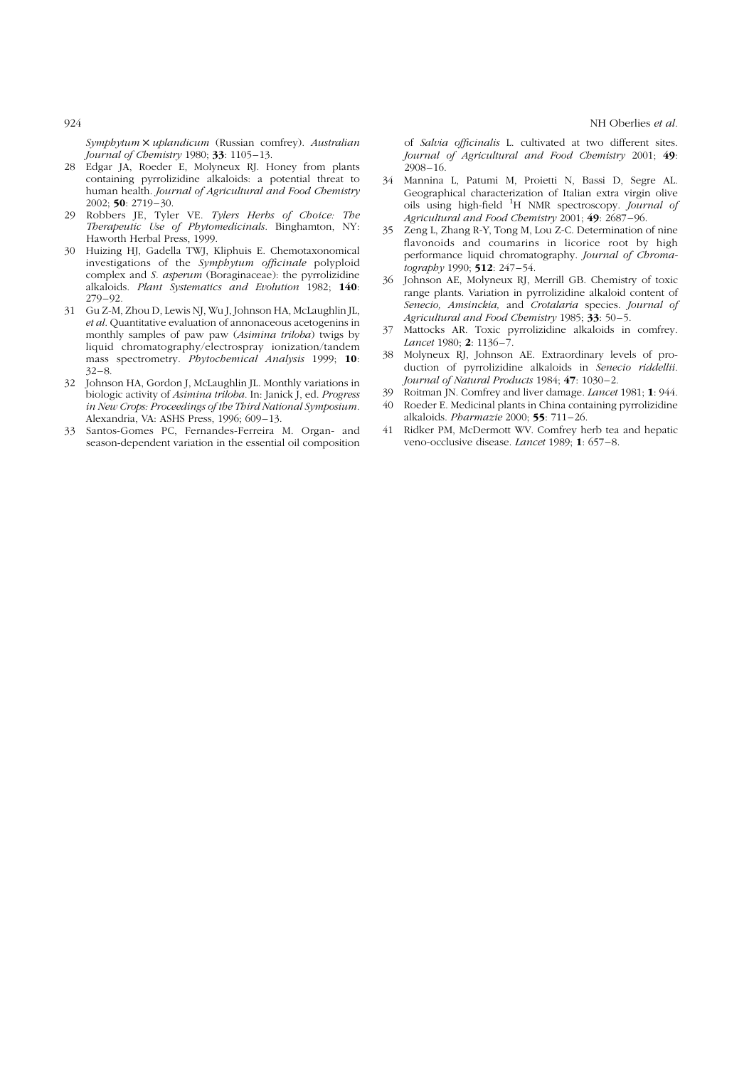*Symphytum × uplandicum* (Russian comfrey). *Australian Journal of Chemistry* 1980; **33**: 1105–13.

28 Edgar JA, Roeder E, Molyneux RJ. Honey from plants containing pyrrolizidine alkaloids: a potential threat to human health. *Journal of Agricultural and Food Chemistry* 2002; **50**: 2719–30.

29 Robbers JE, Tyler VE. *Tylers Herbs of Choice: The Therapeutic Use of Phytomedicinals*. Binghamton, NY: Haworth Herbal Press, 1999.

30 Huizing HJ, Gadella TWJ, Kliphuis E. Chemotaxonomical investigations of the *Symphytum officinale* polyploid complex and *S. asperum* (Boraginaceae): the pyrrolizidine alkaloids. *Plant Systematics and Evolution* 1982; **140**: 279–92.

31 Gu Z-M, Zhou D, Lewis NJ, Wu J, Johnson HA, McLaughlin JL, *et al*. Quantitative evaluation of annonaceous acetogenins in monthly samples of paw paw (*Asimina triloba*) twigs by liquid chromatography/electrospray ionization/tandem mass spectrometry. *Phytochemical Analysis* 1999; **10**: 32–8.

32 Johnson HA, Gordon J, McLaughlin JL. Monthly variations in biologic activity of *Asimina triloba*. In: Janick J, ed. *Progress in New Crops: Proceedings of the Third National Symposium*. Alexandria, VA: ASHS Press, 1996; 609–13.

33 Santos-Gomes PC, Fernandes-Ferreira M. Organ- and season-dependent variation in the essential oil composition of *Salvia officinalis* L. cultivated at two different sites. *Journal of Agricultural and Food Chemistry* 2001; **49**: 2908–16.

34 Mannina L, Patumi M, Proietti N, Bassi D, Segre AL. Geographical characterization of Italian extra virgin olive oils using high-field $^{1}$H NMR spectroscopy. *Journal of Agricultural and Food Chemistry* 2001; **49**: 2687–96.

35 Zeng L, Zhang R-Y, Tong M, Lou Z-C. Determination of nine flavonoids and coumarins in licorice root by high performance liquid chromatography. *Journal of Chromatography* 1990; **512**: 247–54.

36 Johnson AE, Molyneux RJ, Merrill GB. Chemistry of toxic range plants. Variation in pyrrolizidine alkaloid content of *Senecio, Amsinckia,* and *Crotalaria* species. *Journal of Agricultural and Food Chemistry* 1985; **33**: 50–5.

37 Mattocks AR. Toxic pyrrolizidine alkaloids in comfrey. *Lancet* 1980; **2**: 1136–7.

38 Molyneux RJ, Johnson AE. Extraordinary levels of production of pyrrolizidine alkaloids in *Senecio riddellii*. *Journal of Natural Products* 1984; **47**: 1030–2.

39 Roitman JN. Comfrey and liver damage. *Lancet* 1981; **1**: 944.

40 Roeder E. Medicinal plants in China containing pyrrolizidine alkaloids. *Pharmazie* 2000; **55**: 711–26.

41 Ridker PM, McDermott WV. Comfrey herb tea and hepatic veno-occlusive disease. *Lancet* 1989; **1**: 657–8.